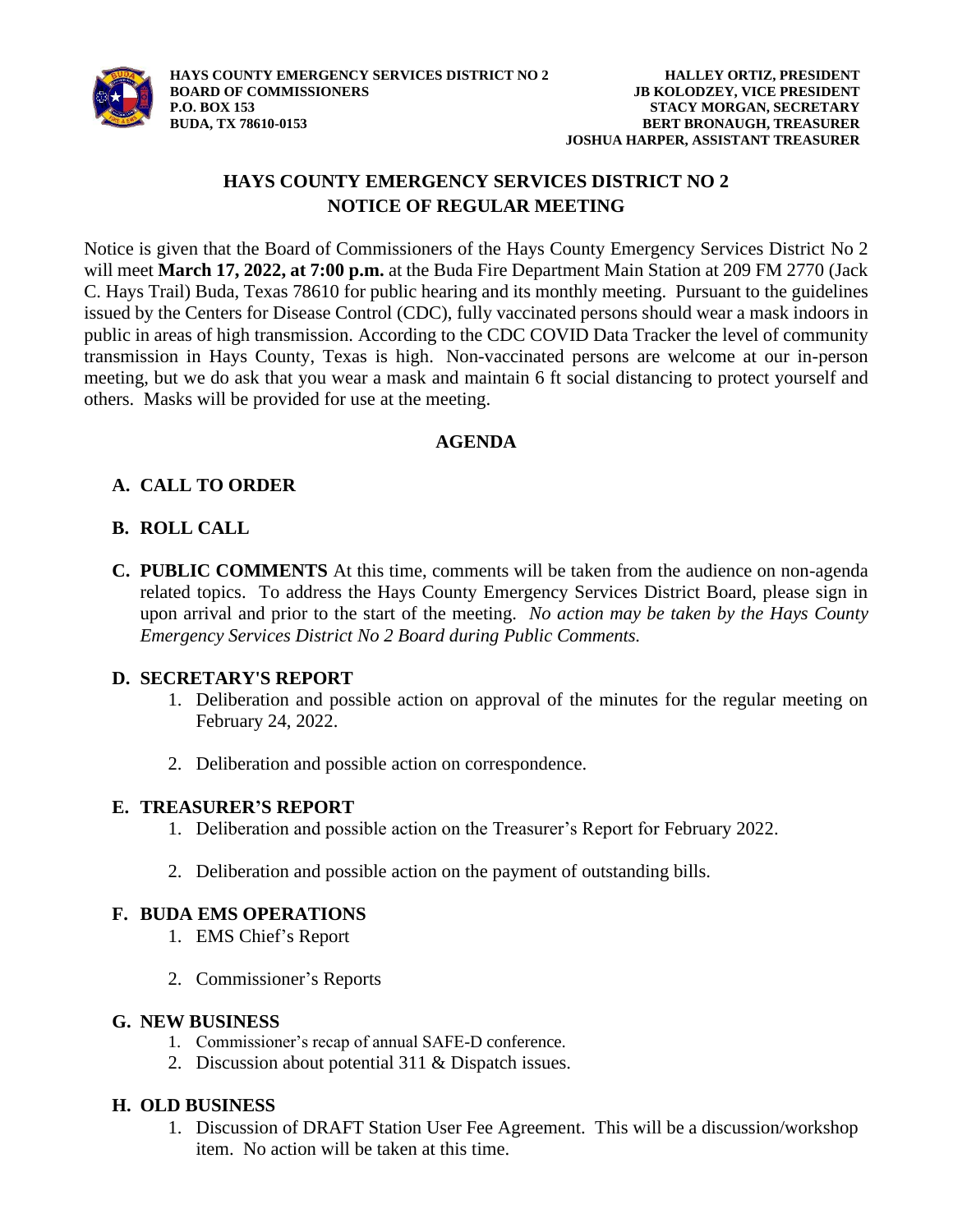**HAYS COUNTY EMERGENCY SERVICES DISTRICT NO 2**
**BOARD OF COMMISSIONERS**
**P.O. BOX 153**
**BUDA, TX 78610-0153**

**HALLEY ORTIZ, PRESIDENT**
**JB KOLODZEY, VICE PRESIDENT**
**STACY MORGAN, SECRETARY**
**BERT BRONAUGH, TREASURER**
**JOSHUA HARPER, ASSISTANT TREASURER**

# HAYS COUNTY EMERGENCY SERVICES DISTRICT NO 2
# NOTICE OF REGULAR MEETING

Notice is given that the Board of Commissioners of the Hays County Emergency Services District No 2 will meet **March 17, 2022, at 7:00 p.m.** at the Buda Fire Department Main Station at 209 FM 2770 (Jack C. Hays Trail) Buda, Texas 78610 for public hearing and its monthly meeting. Pursuant to the guidelines issued by the Centers for Disease Control (CDC), fully vaccinated persons should wear a mask indoors in public in areas of high transmission. According to the CDC COVID Data Tracker the level of community transmission in Hays County, Texas is high. Non-vaccinated persons are welcome at our in-person meeting, but we do ask that you wear a mask and maintain 6 ft social distancing to protect yourself and others. Masks will be provided for use at the meeting.

## AGENDA

**A. CALL TO ORDER**

**B. ROLL CALL**

**C. PUBLIC COMMENTS** At this time, comments will be taken from the audience on non-agenda related topics. To address the Hays County Emergency Services District Board, please sign in upon arrival and prior to the start of the meeting. *No action may be taken by the Hays County Emergency Services District No 2 Board during Public Comments.*

**D. SECRETARY'S REPORT**

1. Deliberation and possible action on approval of the minutes for the regular meeting on February 24, 2022.
2. Deliberation and possible action on correspondence.

**E. TREASURER'S REPORT**

1. Deliberation and possible action on the Treasurer's Report for February 2022.
2. Deliberation and possible action on the payment of outstanding bills.

**F. BUDA EMS OPERATIONS**

1. EMS Chief's Report
2. Commissioner's Reports

**G. NEW BUSINESS**

1. Commissioner's recap of annual SAFE-D conference.
2. Discussion about potential 311 & Dispatch issues.

**H. OLD BUSINESS**

1. Discussion of DRAFT Station User Fee Agreement. This will be a discussion/workshop item. No action will be taken at this time.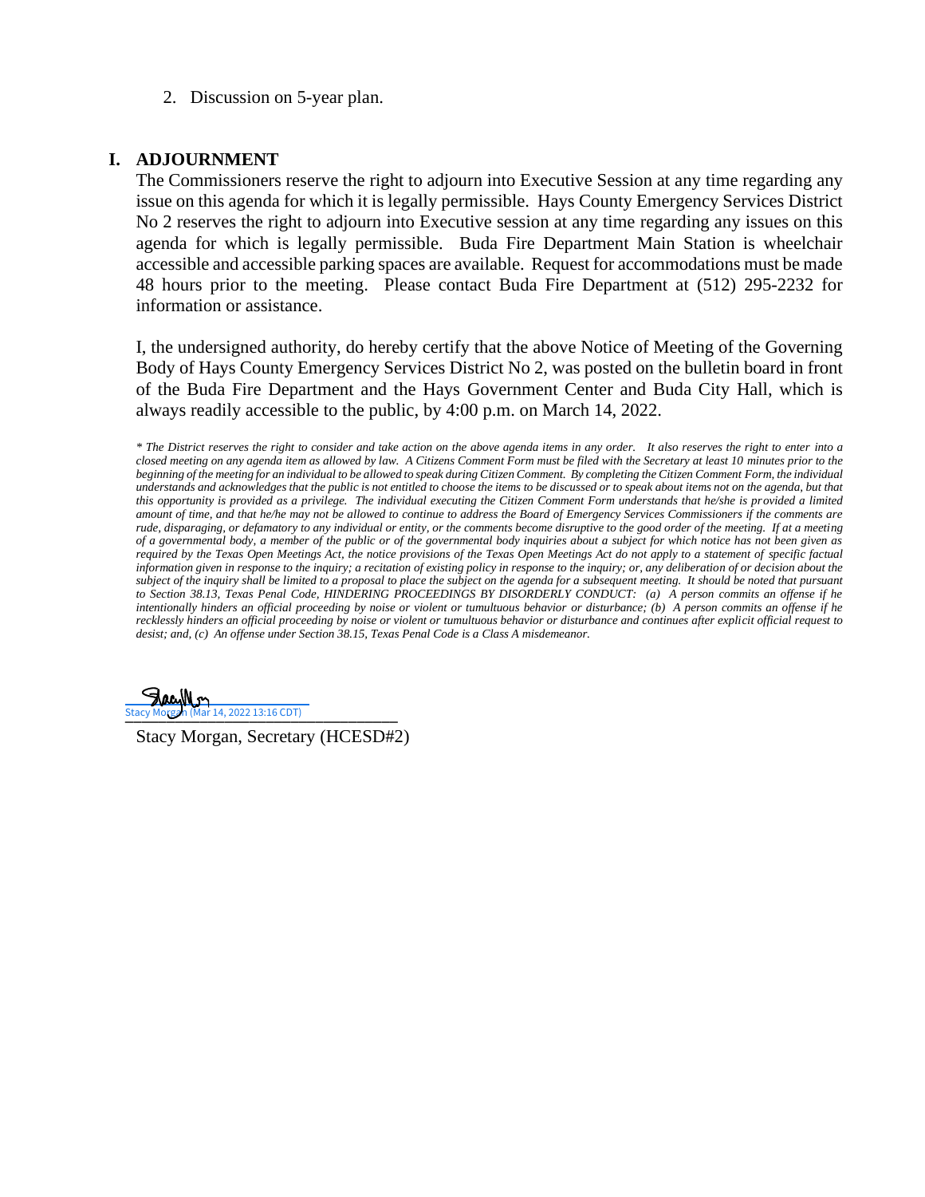2. Discussion on 5-year plan.

## I. ADJOURNMENT

The Commissioners reserve the right to adjourn into Executive Session at any time regarding any issue on this agenda for which it is legally permissible. Hays County Emergency Services District No 2 reserves the right to adjourn into Executive session at any time regarding any issues on this agenda for which is legally permissible. Buda Fire Department Main Station is wheelchair accessible and accessible parking spaces are available. Request for accommodations must be made 48 hours prior to the meeting. Please contact Buda Fire Department at (512) 295-2232 for information or assistance.

I, the undersigned authority, do hereby certify that the above Notice of Meeting of the Governing Body of Hays County Emergency Services District No 2, was posted on the bulletin board in front of the Buda Fire Department and the Hays Government Center and Buda City Hall, which is always readily accessible to the public, by 4:00 p.m. on March 14, 2022.

*\* The District reserves the right to consider and take action on the above agenda items in any order. It also reserves the right to enter into a closed meeting on any agenda item as allowed by law. A Citizens Comment Form must be filed with the Secretary at least 10 minutes prior to the beginning of the meeting for an individual to be allowed to speak during Citizen Comment. By completing the Citizen Comment Form, the individual understands and acknowledges that the public is not entitled to choose the items to be discussed or to speak about items not on the agenda, but that this opportunity is provided as a privilege. The individual executing the Citizen Comment Form understands that he/she is provided a limited amount of time, and that he/she may not be allowed to continue to address the Board of Emergency Services Commissioners if the comments are rude, disparaging, or defamatory to any individual or entity, or the comments become disruptive to the good order of the meeting. If at a meeting of a governmental body, a member of the public or of the governmental body inquiries about a subject for which notice has not been given as required by the Texas Open Meetings Act, the notice provisions of the Texas Open Meetings Act do not apply to a statement of specific factual information given in response to the inquiry; a recitation of existing policy in response to the inquiry; or, any deliberation of or decision about the subject of the inquiry shall be limited to a proposal to place the subject on the agenda for a subsequent meeting. It should be noted that pursuant to Section 38.13, Texas Penal Code, HINDERING PROCEEDINGS BY DISORDERLY CONDUCT: (a) A person commits an offense if he intentionally hinders an official proceeding by noise or violent or tumultuous behavior or disturbance; (b) A person commits an offense if he recklessly hinders an official proceeding by noise or violent or tumultuous behavior or disturbance and continues after explicit official request to desist; and, (c) An offense under Section 38.15, Texas Penal Code is a Class A misdemeanor.*

Stacy Morgan (Mar 14, 2022 13:16 CDT)

Stacy Morgan, Secretary (HCESD#2)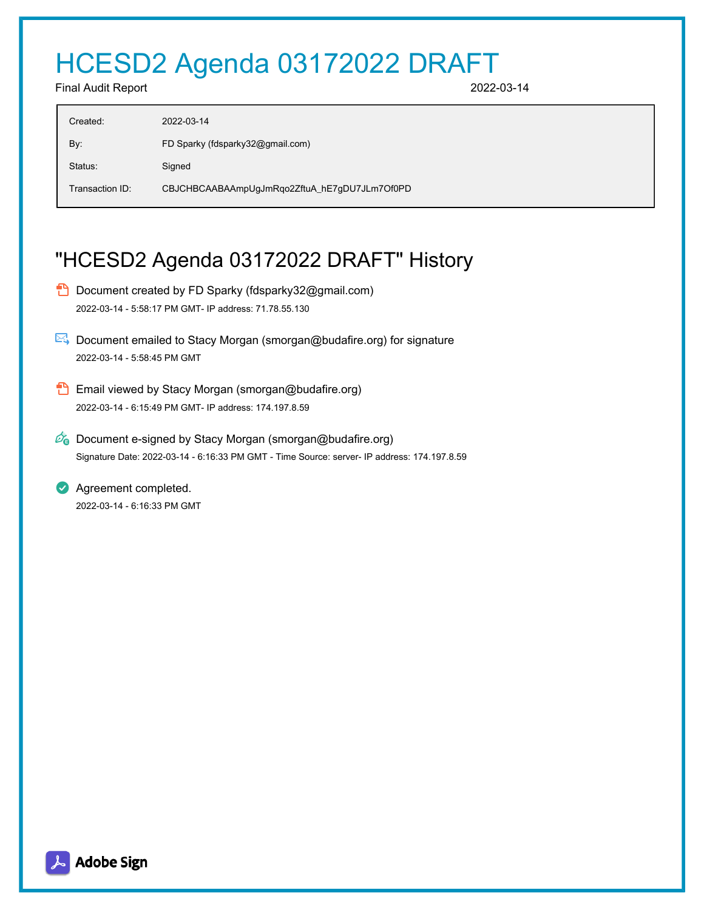# HCESD2 Agenda 03172022 DRAFT

Final Audit Report 2022-03-14

| | |
|---|---|
| Created: | 2022-03-14 |
| By: | FD Sparky (fdsparky32@gmail.com) |
| Status: | Signed |
| Transaction ID: | CBJCHBCAABAAmpUgJmRqo2ZftuA_hE7gDU7JLm7Of0PD |

## "HCESD2 Agenda 03172022 DRAFT" History

- Document created by FD Sparky (fdsparky32@gmail.com)
  2022-03-14 - 5:58:17 PM GMT- IP address: 71.78.55.130

- Document emailed to Stacy Morgan (smorgan@budafire.org) for signature
  2022-03-14 - 5:58:45 PM GMT

- Email viewed by Stacy Morgan (smorgan@budafire.org)
  2022-03-14 - 6:15:49 PM GMT- IP address: 174.197.8.59

- Document e-signed by Stacy Morgan (smorgan@budafire.org)
  Signature Date: 2022-03-14 - 6:16:33 PM GMT - Time Source: server- IP address: 174.197.8.59

- Agreement completed.
  2022-03-14 - 6:16:33 PM GMT

Adobe Sign